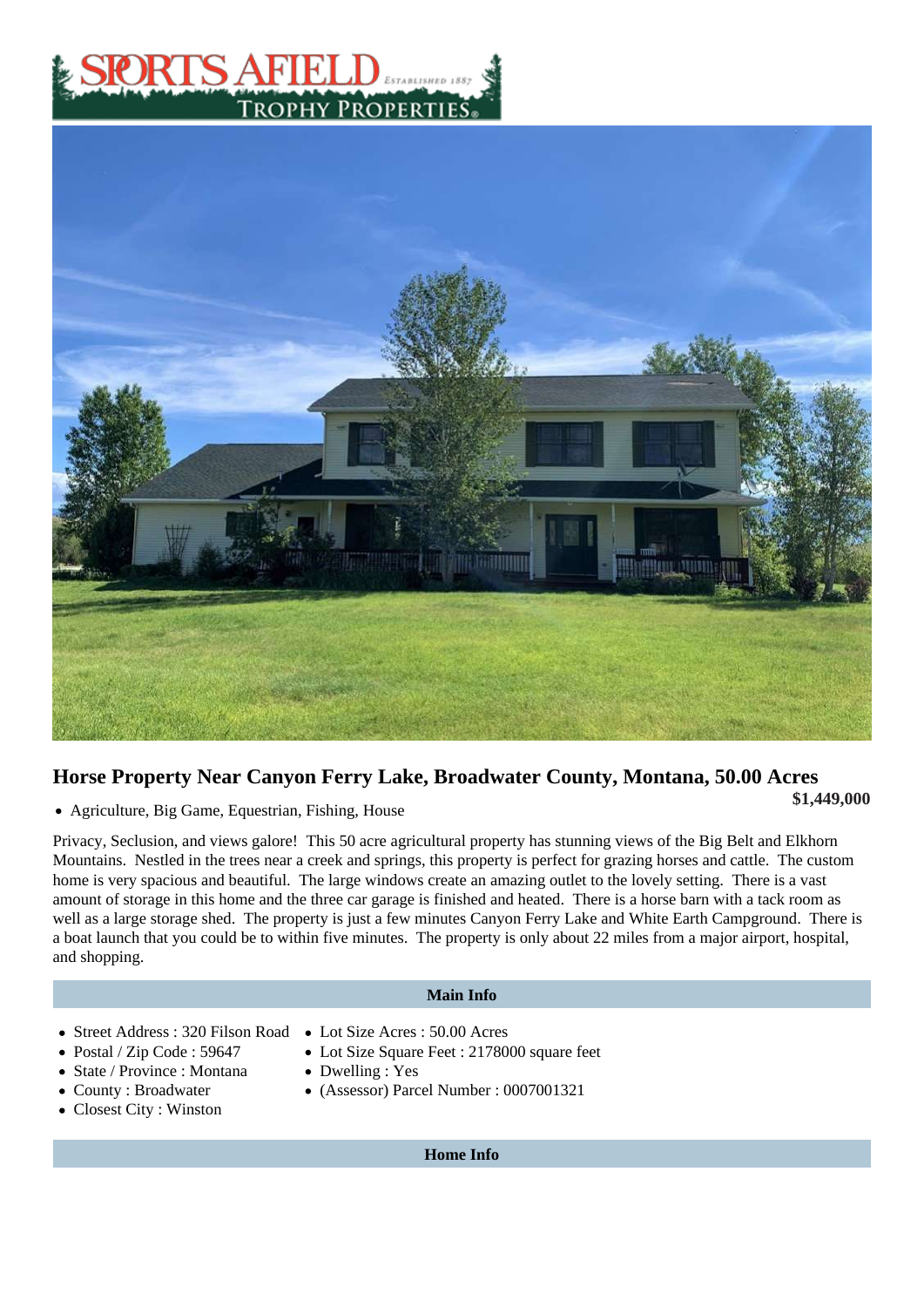# Horse Property Near Canyon Ferry Lake, Broadwater County, Montana, 50.00 Acres

**$1,449,000**

- Agriculture, Big Game, Equestrian, Fishing, House

Privacy, Seclusion, and views galore! This 50 acre agricultural property has stunning views of the Big Belt and Elkhorn Mountains. Nestled in the trees near a creek and springs, this property is perfect for grazing horses and cattle. The custom home is very spacious and beautiful. The large windows create an amazing outlet to the lovely setting. There is a vast amount of storage in this home and the three car garage is finished and heated. There is a horse barn with a tack room as well as a large storage shed. The property is just a few minutes Canyon Ferry Lake and White Earth Campground. There is a boat launch that you could be to within five minutes. The property is only about 22 miles from a major airport, hospital, and shopping.

## Main Info

- Street Address : 320 Filson Road
- Postal / Zip Code : 59647
- State / Province : Montana
- County : Broadwater
- Closest City : Winston
- Lot Size Acres : 50.00 Acres
- Lot Size Square Feet : 2178000 square feet
- Dwelling : Yes
- (Assessor) Parcel Number : 0007001321

## Home Info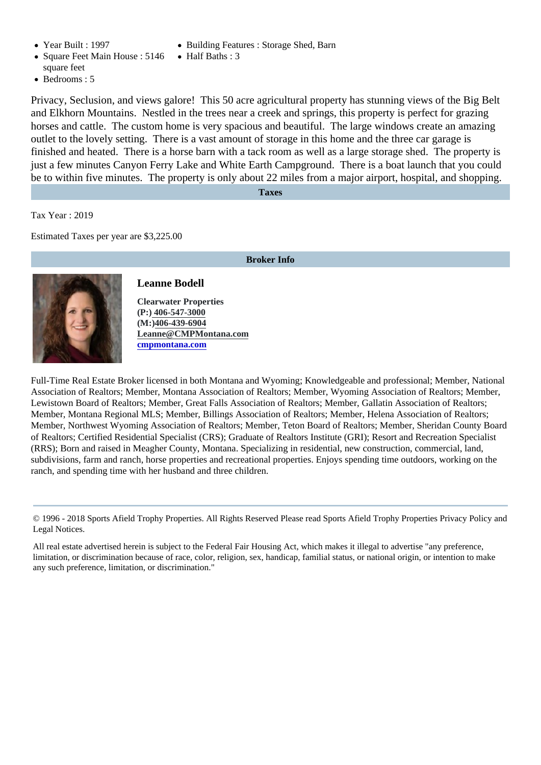- Year Built : 1997
- Square Feet Main House : 5146 square feet
- Bedrooms : 5
- Building Features : Storage Shed, Barn
- Half Baths : 3

Privacy, Seclusion, and views galore! This 50 acre agricultural property has stunning views of the Big Belt and Elkhorn Mountains. Nestled in the trees near a creek and springs, this property is perfect for grazing horses and cattle. The custom home is very spacious and beautiful. The large windows create an amazing outlet to the lovely setting. There is a vast amount of storage in this home and the three car garage is finished and heated. There is a horse barn with a tack room as well as a large storage shed. The property is just a few minutes Canyon Ferry Lake and White Earth Campground. There is a boat launch that you could be to within five minutes. The property is only about 22 miles from a major airport, hospital, and shopping.

## Taxes

Tax Year : 2019

Estimated Taxes per year are $3,225.00

## Broker Info

### Leanne Bodell

**Clearwater Properties**
**(P:) 406-547-3000**
**(M:)406-439-6904**
**Leanne@CMPMontana.com**
**cmpmontana.com**

Full-Time Real Estate Broker licensed in both Montana and Wyoming; Knowledgeable and professional; Member, National Association of Realtors; Member, Montana Association of Realtors; Member, Wyoming Association of Realtors; Member, Lewistown Board of Realtors; Member, Great Falls Association of Realtors; Member, Gallatin Association of Realtors; Member, Montana Regional MLS; Member, Billings Association of Realtors; Member, Helena Association of Realtors; Member, Northwest Wyoming Association of Realtors; Member, Teton Board of Realtors; Member, Sheridan County Board of Realtors; Certified Residential Specialist (CRS); Graduate of Realtors Institute (GRI); Resort and Recreation Specialist (RRS); Born and raised in Meagher County, Montana. Specializing in residential, new construction, commercial, land, subdivisions, farm and ranch, horse properties and recreational properties. Enjoys spending time outdoors, working on the ranch, and spending time with her husband and three children.

---

© 1996 - 2018 Sports Afield Trophy Properties. All Rights Reserved Please read Sports Afield Trophy Properties Privacy Policy and Legal Notices.

All real estate advertised herein is subject to the Federal Fair Housing Act, which makes it illegal to advertise "any preference, limitation, or discrimination because of race, color, religion, sex, handicap, familial status, or national origin, or intention to make any such preference, limitation, or discrimination."